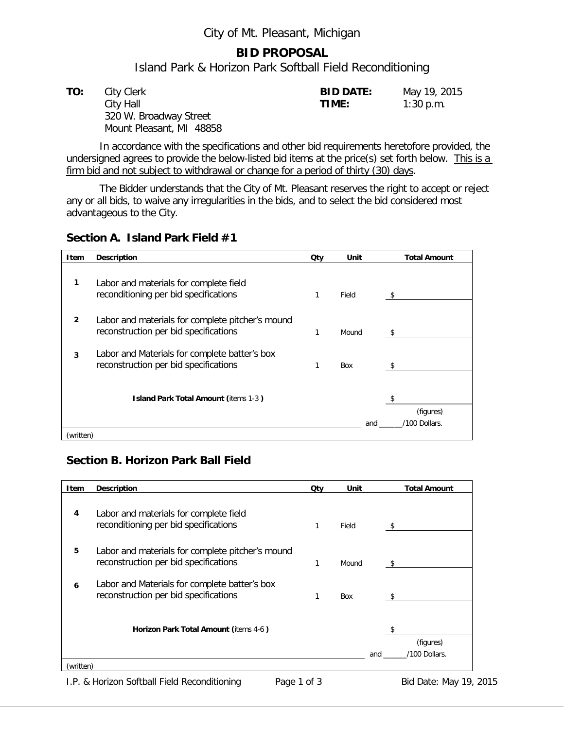City of Mt. Pleasant, Michigan

# BID PROPOSAL

Island Park & Horizon Park Softball Field Reconditioning

| | | | |
|---|---|---|---|
| **TO:** | City Clerk<br>City Hall<br>320 W. Broadway Street<br>Mount Pleasant, MI 48858 | **BID DATE:**<br>**TIME:** | May 19, 2015<br>1:30 p.m. |

In accordance with the specifications and other bid requirements heretofore provided, the undersigned agrees to provide the below-listed bid items at the price(s) set forth below. This is a firm bid and not subject to withdrawal or change for a period of thirty (30) days.

The Bidder understands that the City of Mt. Pleasant reserves the right to accept or reject any or all bids, to waive any irregularities in the bids, and to select the bid considered most advantageous to the City.

## Section A. Island Park Field #1

| Item | Description | Qty | Unit | Total Amount |
|---|---|---|---|---|
| 1 | Labor and materials for complete field reconditioning per bid specifications | 1 | Field | $ |
| 2 | Labor and materials for complete pitcher's mound reconstruction per bid specifications | 1 | Mound | $ |
| 3 | Labor and Materials for complete batter's box reconstruction per bid specifications | 1 | Box | $ |
| | **Island Park Total Amount (**items 1-3 **)** | | | $ (figures) |
| (written) | | | | and ______/100 Dollars. |

## Section B. Horizon Park Ball Field

| Item | Description | Qty | Unit | Total Amount |
|---|---|---|---|---|
| 4 | Labor and materials for complete field reconditioning per bid specifications | 1 | Field | $ |
| 5 | Labor and materials for complete pitcher's mound reconstruction per bid specifications | 1 | Mound | $ |
| 6 | Labor and Materials for complete batter's box reconstruction per bid specifications | 1 | Box | $ |
| | **Horizon Park Total Amount (**items 4-6 **)** | | | $ (figures) |
| (written) | | | | and ______/100 Dollars. |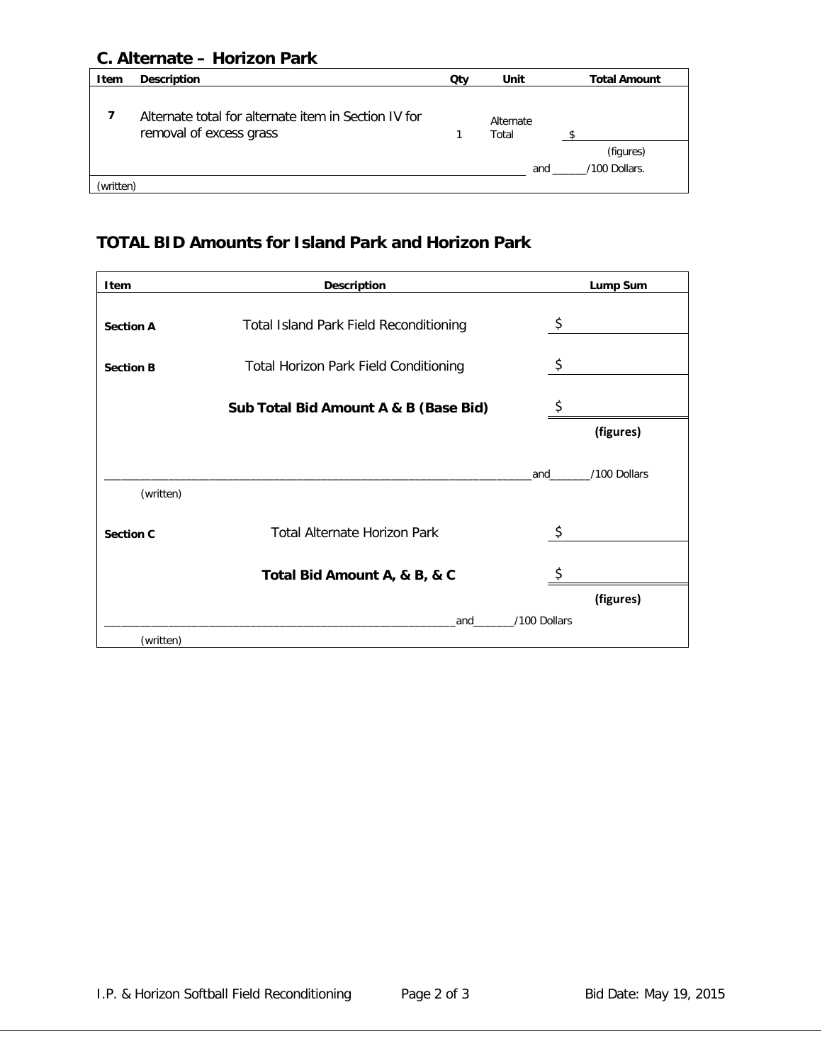## C. Alternate – Horizon Park

| Item | Description | Qty | Unit | Total Amount |
|---|---|---|---|---|
| 7 | Alternate total for alternate item in Section IV for removal of excess grass | 1 | Alternate Total | $ ______ (figures) |
| | ______________________________ | | | and ______/100 Dollars. |
| (written) | | | | |

## TOTAL BID Amounts for Island Park and Horizon Park

| Item | Description | Lump Sum |
|---|---|---|
| Section A | Total Island Park Field Reconditioning | $ |
| Section B | Total Horizon Park Field Conditioning | $ |
| | **Sub Total Bid Amount A & B (Base Bid)** | $ |
| | | **(figures)** |
| ______________________________ | | and______/100 Dollars |
| (written) | | |
| Section C | Total Alternate Horizon Park | $ |
| | **Total Bid Amount A, & B, & C** | $ |
| | | **(figures)** |
| ______________________________ | | and______/100 Dollars |
| (written) | | |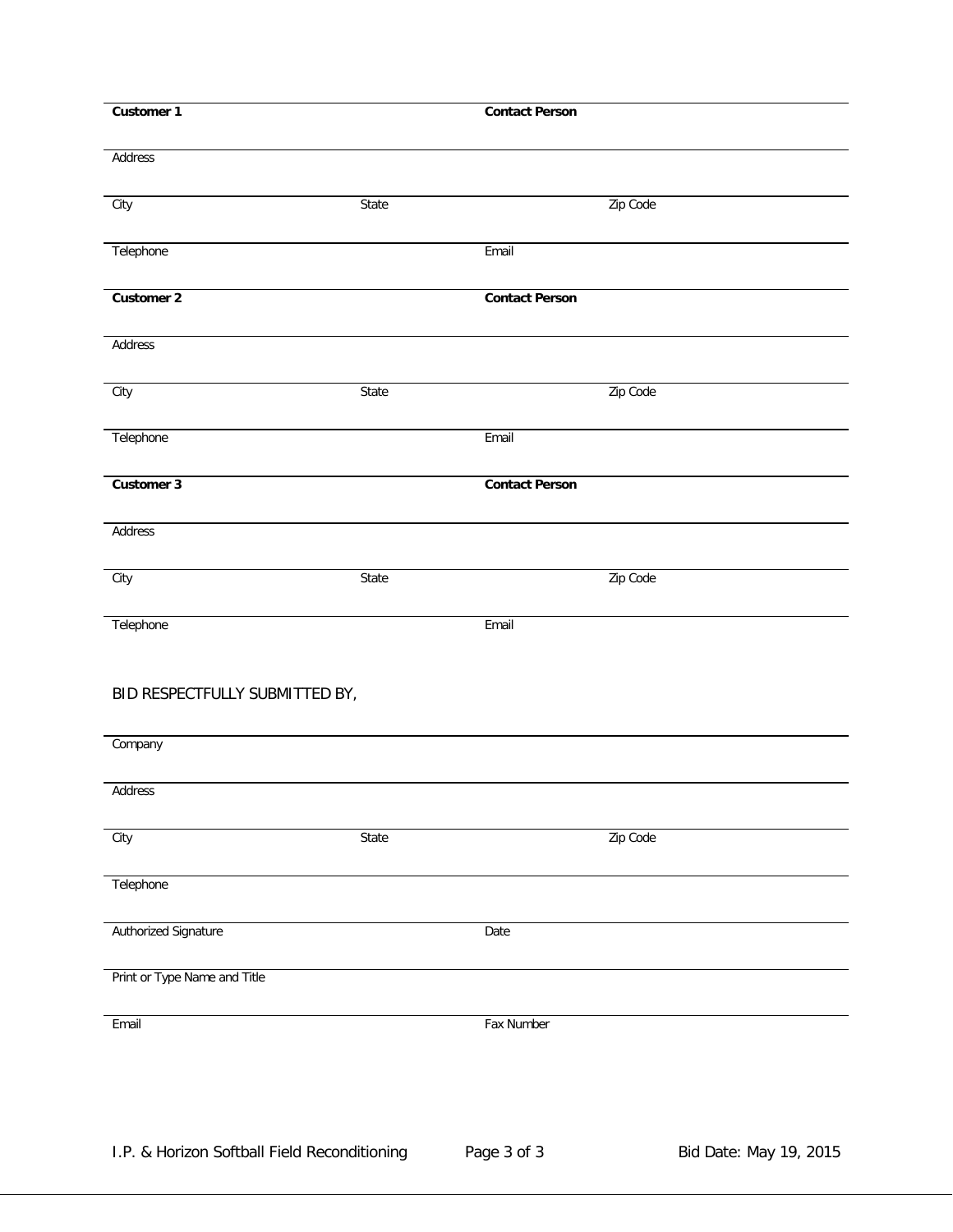**Customer 1** | **Contact Person**

Address

City | State | Zip Code

Telephone | Email

**Customer 2** | **Contact Person**

Address

City | State | Zip Code

Telephone | Email

**Customer 3** | **Contact Person**

Address

City | State | Zip Code

Telephone | Email

BID RESPECTFULLY SUBMITTED BY,

Company

Address

City | State | Zip Code

Telephone

Authorized Signature | Date

Print or Type Name and Title

Email | Fax Number